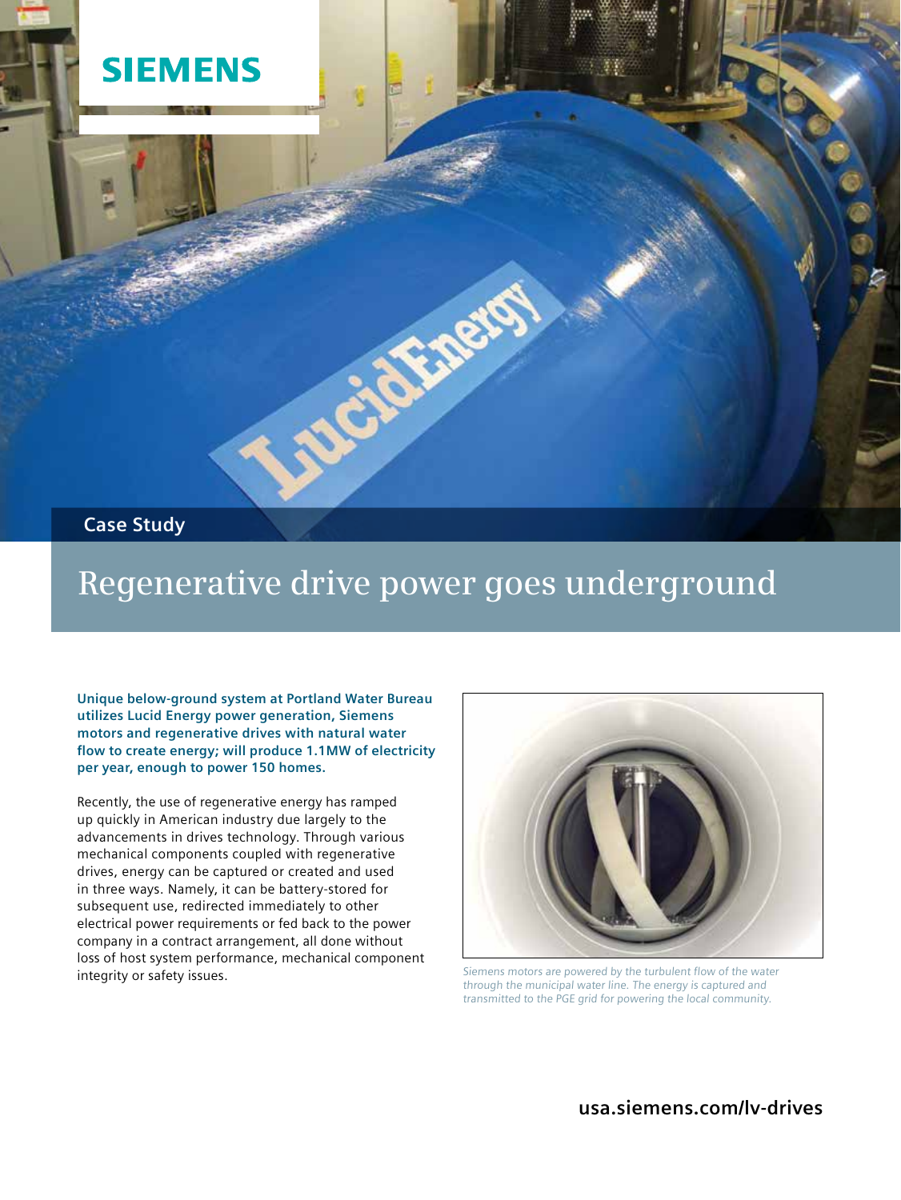SIEMENS

Case Study

# Regenerative drive power goes underground

**Unique below-ground system at Portland Water Bureau utilizes Lucid Energy power generation, Siemens motors and regenerative drives with natural water flow to create energy; will produce 1.1MW of electricity per year, enough to power 150 homes.**

Recently, the use of regenerative energy has ramped up quickly in American industry due largely to the advancements in drives technology. Through various mechanical components coupled with regenerative drives, energy can be captured or created and used in three ways. Namely, it can be battery-stored for subsequent use, redirected immediately to other electrical power requirements or fed back to the power company in a contract arrangement, all done without loss of host system performance, mechanical component integrity or safety issues.

*Siemens motors are powered by the turbulent flow of the water through the municipal water line. The energy is captured and transmitted to the PGE grid for powering the local community.*

**usa.siemens.com/lv-drives**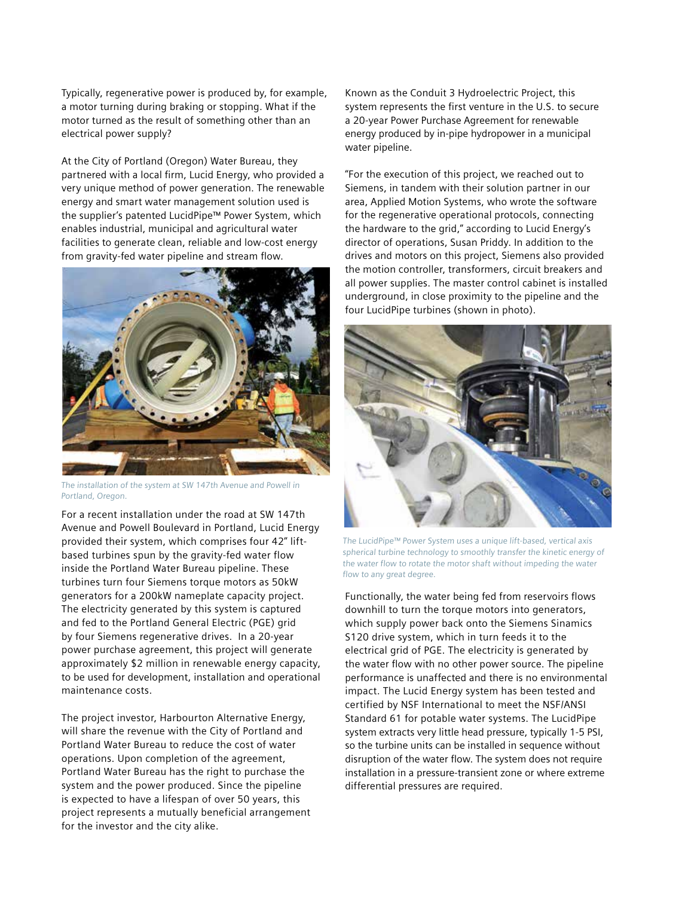Typically, regenerative power is produced by, for example, a motor turning during braking or stopping. What if the motor turned as the result of something other than an electrical power supply?

At the City of Portland (Oregon) Water Bureau, they partnered with a local firm, Lucid Energy, who provided a very unique method of power generation. The renewable energy and smart water management solution used is the supplier's patented LucidPipe™ Power System, which enables industrial, municipal and agricultural water facilities to generate clean, reliable and low-cost energy from gravity-fed water pipeline and stream flow.

*The installation of the system at SW 147th Avenue and Powell in Portland, Oregon.*

For a recent installation under the road at SW 147th Avenue and Powell Boulevard in Portland, Lucid Energy provided their system, which comprises four 42" lift-based turbines spun by the gravity-fed water flow inside the Portland Water Bureau pipeline. These turbines turn four Siemens torque motors as 50kW generators for a 200kW nameplate capacity project. The electricity generated by this system is captured and fed to the Portland General Electric (PGE) grid by four Siemens regenerative drives. In a 20-year power purchase agreement, this project will generate approximately $2 million in renewable energy capacity, to be used for development, installation and operational maintenance costs.

The project investor, Harbourton Alternative Energy, will share the revenue with the City of Portland and Portland Water Bureau to reduce the cost of water operations. Upon completion of the agreement, Portland Water Bureau has the right to purchase the system and the power produced. Since the pipeline is expected to have a lifespan of over 50 years, this project represents a mutually beneficial arrangement for the investor and the city alike.

Known as the Conduit 3 Hydroelectric Project, this system represents the first venture in the U.S. to secure a 20-year Power Purchase Agreement for renewable energy produced by in-pipe hydropower in a municipal water pipeline.

"For the execution of this project, we reached out to Siemens, in tandem with their solution partner in our area, Applied Motion Systems, who wrote the software for the regenerative operational protocols, connecting the hardware to the grid," according to Lucid Energy's director of operations, Susan Priddy. In addition to the drives and motors on this project, Siemens also provided the motion controller, transformers, circuit breakers and all power supplies. The master control cabinet is installed underground, in close proximity to the pipeline and the four LucidPipe turbines (shown in photo).

*The LucidPipe™ Power System uses a unique lift-based, vertical axis spherical turbine technology to smoothly transfer the kinetic energy of the water flow to rotate the motor shaft without impeding the water flow to any great degree.*

Functionally, the water being fed from reservoirs flows downhill to turn the torque motors into generators, which supply power back onto the Siemens Sinamics S120 drive system, which in turn feeds it to the electrical grid of PGE. The electricity is generated by the water flow with no other power source. The pipeline performance is unaffected and there is no environmental impact. The Lucid Energy system has been tested and certified by NSF International to meet the NSF/ANSI Standard 61 for potable water systems. The LucidPipe system extracts very little head pressure, typically 1-5 PSI, so the turbine units can be installed in sequence without disruption of the water flow. The system does not require installation in a pressure-transient zone or where extreme differential pressures are required.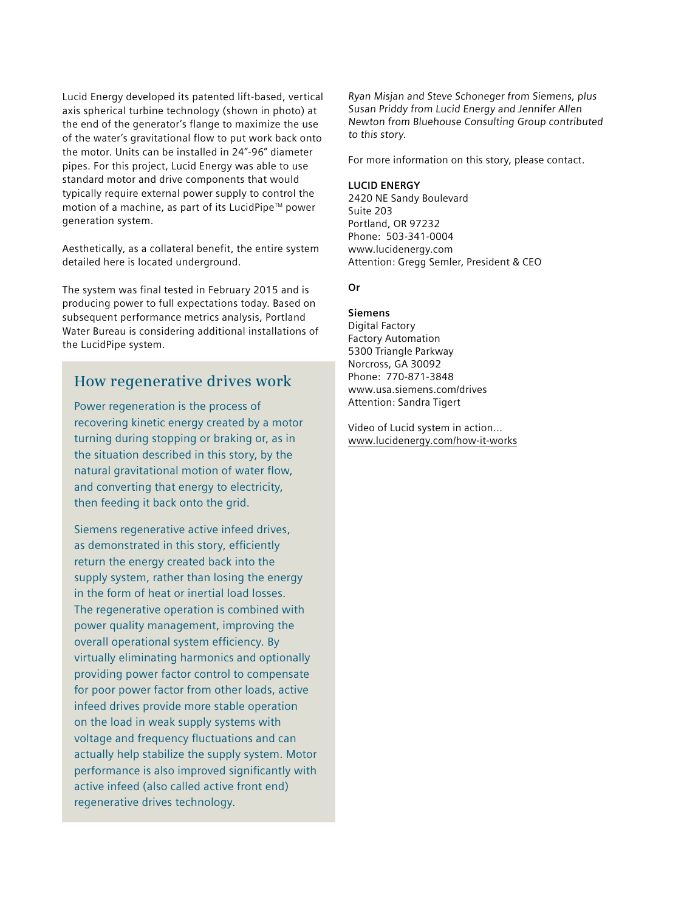Lucid Energy developed its patented lift-based, vertical axis spherical turbine technology (shown in photo) at the end of the generator's flange to maximize the use of the water's gravitational flow to put work back onto the motor. Units can be installed in 24"-96" diameter pipes. For this project, Lucid Energy was able to use standard motor and drive components that would typically require external power supply to control the motion of a machine, as part of its LucidPipe™ power generation system.

Aesthetically, as a collateral benefit, the entire system detailed here is located underground.

The system was final tested in February 2015 and is producing power to full expectations today. Based on subsequent performance metrics analysis, Portland Water Bureau is considering additional installations of the LucidPipe system.

## How regenerative drives work

Power regeneration is the process of recovering kinetic energy created by a motor turning during stopping or braking or, as in the situation described in this story, by the natural gravitational motion of water flow, and converting that energy to electricity, then feeding it back onto the grid.

Siemens regenerative active infeed drives, as demonstrated in this story, efficiently return the energy created back into the supply system, rather than losing the energy in the form of heat or inertial load losses. The regenerative operation is combined with power quality management, improving the overall operational system efficiency. By virtually eliminating harmonics and optionally providing power factor control to compensate for poor power factor from other loads, active infeed drives provide more stable operation on the load in weak supply systems with voltage and frequency fluctuations and can actually help stabilize the supply system. Motor performance is also improved significantly with active infeed (also called active front end) regenerative drives technology.

*Ryan Misjan and Steve Schoneger from Siemens, plus Susan Priddy from Lucid Energy and Jennifer Allen Newton from Bluehouse Consulting Group contributed to this story.*

For more information on this story, please contact.

**LUCID ENERGY**
2420 NE Sandy Boulevard
Suite 203
Portland, OR 97232
Phone: 503-341-0004
www.lucidenergy.com
Attention: Gregg Semler, President & CEO

**Or**

**Siemens**
Digital Factory
Factory Automation
5300 Triangle Parkway
Norcross, GA 30092
Phone: 770-871-3848
www.usa.siemens.com/drives
Attention: Sandra Tigert

Video of Lucid system in action...
www.lucidenergy.com/how-it-works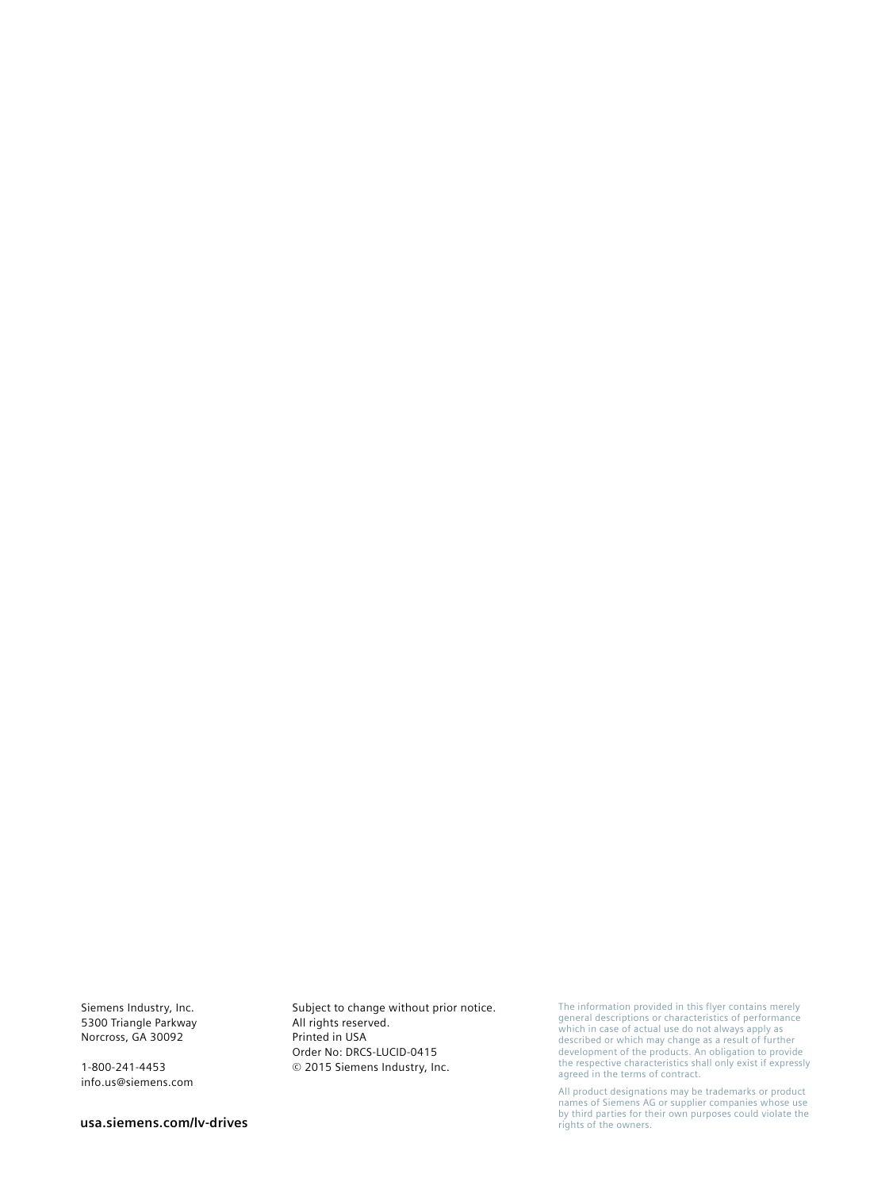Siemens Industry, Inc.
5300 Triangle Parkway
Norcross, GA 30092

1-800-241-4453
info.us@siemens.com

**usa.siemens.com/lv-drives**

Subject to change without prior notice.
All rights reserved.
Printed in USA
Order No: DRCS-LUCID-0415
© 2015 Siemens Industry, Inc.

The information provided in this flyer contains merely general descriptions or characteristics of performance which in case of actual use do not always apply as described or which may change as a result of further development of the products. An obligation to provide the respective characteristics shall only exist if expressly agreed in the terms of contract.

All product designations may be trademarks or product names of Siemens AG or supplier companies whose use by third parties for their own purposes could violate the rights of the owners.